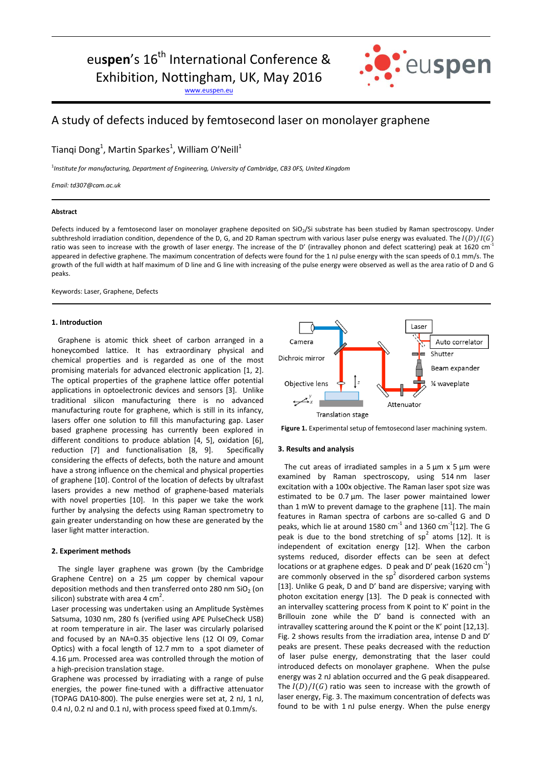euspen's 16th International Conference & Exhibition, Nottingham, UK, May 2016

www.euspen.eu

# A study of defects induced by femtosecond laser on monolayer graphene

Tianqi Dong[1], Martin Sparkes[1], William O'Neill[1]

[1]*Institute for manufacturing, Department of Engineering, University of Cambridge, CB3 0FS, United Kingdom*

*Email: td307@cam.ac.uk*

**Abstract**

Defects induced by a femtosecond laser on monolayer graphene deposited on $SiO_2$/Si substrate has been studied by Raman spectroscopy. Under subthreshold irradiation condition, dependence of the D, G, and 2D Raman spectrum with various laser pulse energy was evaluated. The $I(D)/I(G)$ ratio was seen to increase with the growth of laser energy. The increase of the D' (intravalley phonon and defect scattering) peak at 1620 $cm^{-1}$ appeared in defective graphene. The maximum concentration of defects were found for the 1 nJ pulse energy with the scan speeds of 0.1 mm/s. The growth of the full width at half maximum of D line and G line with increasing of the pulse energy were observed as well as the area ratio of D and G peaks.

Keywords: Laser, Graphene, Defects

## 1. Introduction

Graphene is atomic thick sheet of carbon arranged in a honeycombed lattice. It has extraordinary physical and chemical properties and is regarded as one of the most promising materials for advanced electronic application [1, 2]. The optical properties of the graphene lattice offer potential applications in optoelectronic devices and sensors [3]. Unlike traditional silicon manufacturing there is no advanced manufacturing route for graphene, which is still in its infancy, lasers offer one solution to fill this manufacturing gap. Laser based graphene processing has currently been explored in different conditions to produce ablation [4, 5], oxidation [6], reduction [7] and functionalisation [8, 9]. Specifically considering the effects of defects, both the nature and amount have a strong influence on the chemical and physical properties of graphene [10]. Control of the location of defects by ultrafast lasers provides a new method of graphene-based materials with novel properties [10]. In this paper we take the work further by analysing the defects using Raman spectrometry to gain greater understanding on how these are generated by the laser light matter interaction.

## 2. Experiment methods

The single layer graphene was grown (by the Cambridge Graphene Centre) on a 25 µm copper by chemical vapour deposition methods and then transferred onto 280 nm $SiO_2$ (on silicon) substrate with area 4 $cm^2$.

Laser processing was undertaken using an Amplitude Systèmes Satsuma, 1030 nm, 280 fs (verified using APE PulseCheck USB) at room temperature in air. The laser was circularly polarised and focused by an NA=0.35 objective lens (12 OI 09, Comar Optics) with a focal length of 12.7 mm to a spot diameter of 4.16 µm. Processed area was controlled through the motion of a high-precision translation stage.

Graphene was processed by irradiating with a range of pulse energies, the power fine-tuned with a diffractive attenuator (TOPAG DA10-800). The pulse energies were set at, 2 nJ, 1 nJ, 0.4 nJ, 0.2 nJ and 0.1 nJ, with process speed fixed at 0.1mm/s.

Camera, Dichroic mirror, Objective lens, Translation stage, Laser, Auto correlator, Shutter, Beam expander, ¼ waveplate, Attenuator

**Figure 1.** Experimental setup of femtosecond laser machining system.

## 3. Results and analysis

The cut areas of irradiated samples in a 5 µm x 5 µm were examined by Raman spectroscopy, using 514 nm laser excitation with a 100x objective. The Raman laser spot size was estimated to be 0.7 µm. The laser power maintained lower than 1 mW to prevent damage to the graphene [11]. The main features in Raman spectra of carbons are so-called G and D peaks, which lie at around 1580 $cm^{-1}$ and 1360 $cm^{-1}$[12]. The G peak is due to the bond stretching of $sp^2$ atoms [12]. It is independent of excitation energy [12]. When the carbon systems reduced, disorder effects can be seen at defect locations or at graphene edges. D peak and D' peak (1620 $cm^{-1}$) are commonly observed in the $sp^2$ disordered carbon systems [13]. Unlike G peak, D and D' band are dispersive; varying with photon excitation energy [13]. The D peak is connected with an intervalley scattering process from K point to K' point in the Brillouin zone while the D' band is connected with an intravalley scattering around the K point or the K' point [12,13]. Fig. 2 shows results from the irradiation area, intense D and D' peaks are present. These peaks decreased with the reduction of laser pulse energy, demonstrating that the laser could introduced defects on monolayer graphene. When the pulse energy was 2 nJ ablation occurred and the G peak disappeared. The $I(D)/I(G)$ ratio was seen to increase with the growth of laser energy, Fig. 3. The maximum concentration of defects was found to be with 1 nJ pulse energy. When the pulse energy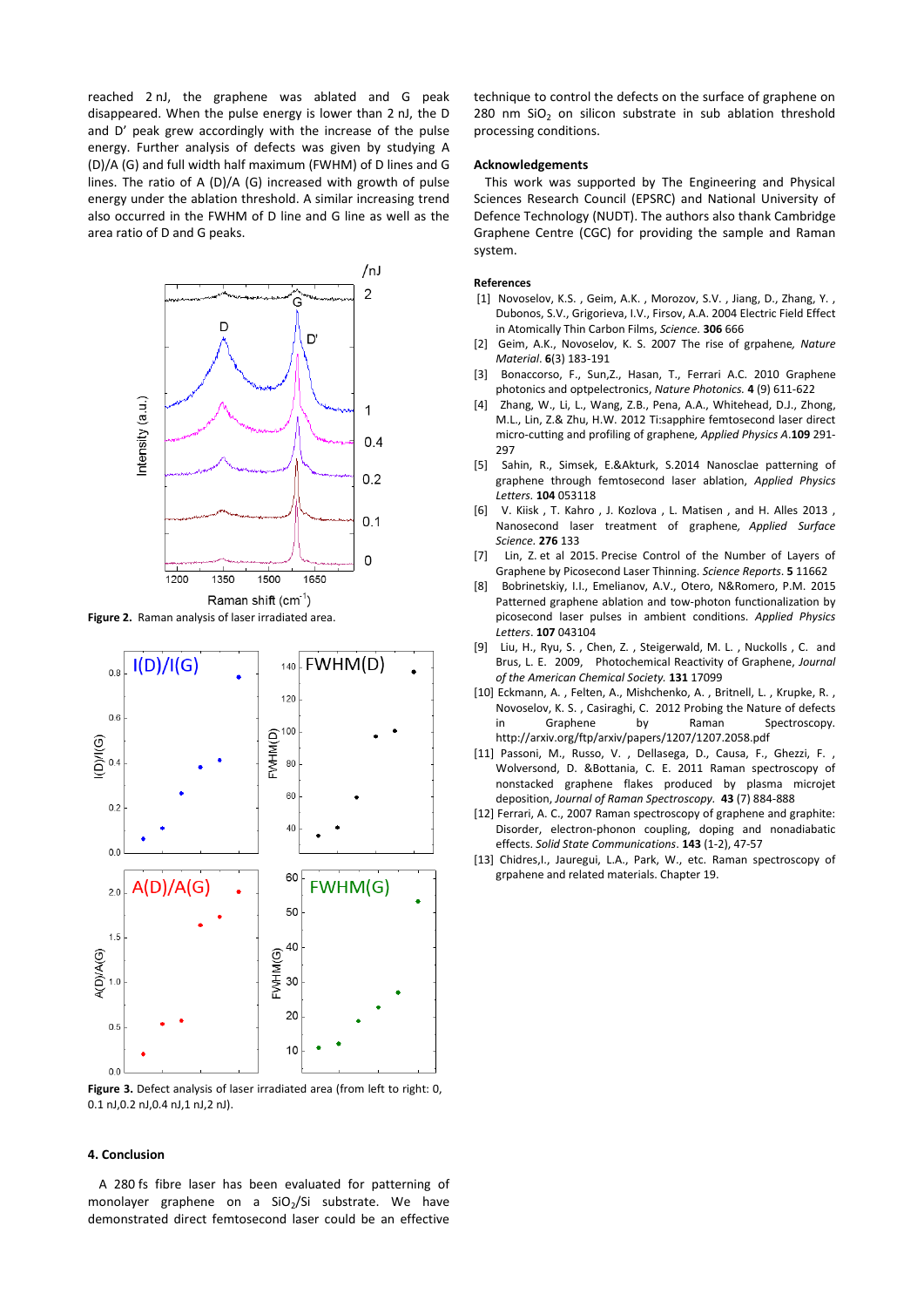reached 2 nJ, the graphene was ablated and G peak disappeared. When the pulse energy is lower than 2 nJ, the D and D' peak grew accordingly with the increase of the pulse energy. Further analysis of defects was given by studying A (D)/A (G) and full width half maximum (FWHM) of D lines and G lines. The ratio of A (D)/A (G) increased with growth of pulse energy under the ablation threshold. A similar increasing trend also occurred in the FWHM of D line and G line as well as the area ratio of D and G peaks.

/nJ
2
1
0.4
0.2
0.1
0
D
G
D'
Intensity (a.u.)
1200 1350 1500 1650
Raman shift (cm$^{-1}$)

**Figure 2.** Raman analysis of laser irradiated area.

I(D)/I(G)
FWHM(D)
A(D)/A(G)
FWHM(G)

**Figure 3.** Defect analysis of laser irradiated area (from left to right: 0, 0.1 nJ,0.2 nJ,0.4 nJ,1 nJ,2 nJ).

## 4. Conclusion

A 280 fs fibre laser has been evaluated for patterning of monolayer graphene on a $SiO_2$/Si substrate. We have demonstrated direct femtosecond laser could be an effective technique to control the defects on the surface of graphene on 280 nm $SiO_2$ on silicon substrate in sub ablation threshold processing conditions.

## Acknowledgements

This work was supported by The Engineering and Physical Sciences Research Council (EPSRC) and National University of Defence Technology (NUDT). The authors also thank Cambridge Graphene Centre (CGC) for providing the sample and Raman system.

## References

[1] Novoselov, K.S. , Geim, A.K. , Morozov, S.V. , Jiang, D., Zhang, Y. , Dubonos, S.V., Grigorieva, I.V., Firsov, A.A. 2004 Electric Field Effect in Atomically Thin Carbon Films, *Science*. **306** 666

[2] Geim, A.K., Novoselov, K. S. 2007 The rise of grpahene, *Nature Material*. **6**(3) 183-191

[3] Bonaccorso, F., Sun,Z., Hasan, T., Ferrari A.C. 2010 Graphene photonics and optpelectronics, *Nature Photonics*. **4** (9) 611-622

[4] Zhang, W., Li, L., Wang, Z.B., Pena, A.A., Whitehead, D.J., Zhong, M.L., Lin, Z.& Zhu, H.W. 2012 Ti:sapphire femtosecond laser direct micro-cutting and profiling of graphene, *Applied Physics A*.**109** 291-297

[5] Sahin, R., Simsek, E.&Akturk, S.2014 Nanosclae patterning of graphene through femtosecond laser ablation, *Applied Physics Letters*. **104** 053118

[6] V. Kiisk , T. Kahro , J. Kozlova , L. Matisen , and H. Alles 2013 , Nanosecond laser treatment of graphene, *Applied Surface Science*. **276** 133

[7] Lin, Z. et al 2015. Precise Control of the Number of Layers of Graphene by Picosecond Laser Thinning. *Science Reports*. **5** 11662

[8] Bobrinetskiy, I.I., Emelianov, A.V., Otero, N&Romero, P.M. 2015 Patterned graphene ablation and tow-photon functionalization by picosecond laser pulses in ambient conditions. *Applied Physics Letters*. **107** 043104

[9] Liu, H., Ryu, S. , Chen, Z. , Steigerwald, M. L. , Nuckolls , C. and Brus, L. E. 2009, Photochemical Reactivity of Graphene, *Journal of the American Chemical Society*. **131** 17099

[10] Eckmann, A. , Felten, A., Mishchenko, A. , Britnell, L. , Krupke, R. , Novoselov, K. S. , Casiraghi, C. 2012 Probing the Nature of defects in Graphene by Raman Spectroscopy. http://arxiv.org/ftp/arxiv/papers/1207/1207.2058.pdf

[11] Passoni, M., Russo, V. , Dellasega, D., Causa, F., Ghezzi, F. , Wolversond, D. &Bottania, C. E. 2011 Raman spectroscopy of nonstacked graphene flakes produced by plasma microjet deposition, *Journal of Raman Spectroscopy*. **43** (7) 884-888

[12] Ferrari, A. C., 2007 Raman spectroscopy of graphene and graphite: Disorder, electron-phonon coupling, doping and nonadiabatic effects. *Solid State Communications*. **143** (1-2), 47-57

[13] Chidres,I., Jauregui, L.A., Park, W., etc. Raman spectroscopy of grpahene and related materials. Chapter 19.